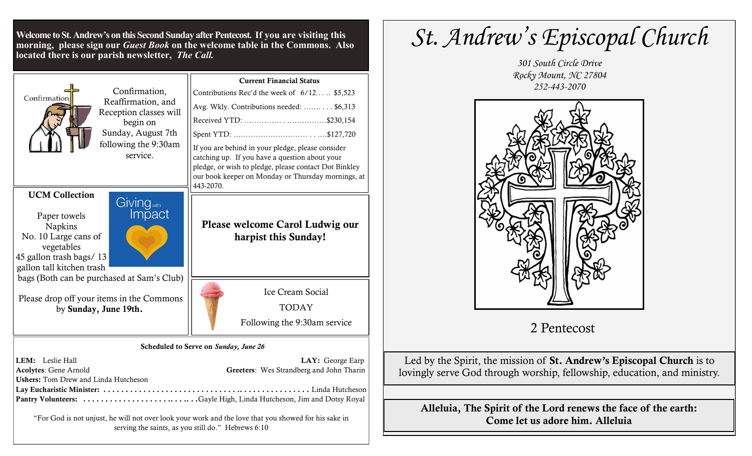**Welcome to St. Andrew's on this Second Sunday after Pentecost. If you are visiting this morning, please sign our *Guest Book* on the welcome table in the Commons. Also located there is our parish newsletter, *The Call.***

Confirmation, Reaffirmation, and Reception classes will begin on Sunday, August 7th following the 9:30am service.

**Current Financial Status**

Contributions Rec'd the week of 6/12.. . .. $5,523

Avg. Wkly. Contributions needed: ....... . . . $6,313

Received YTD: ............... . ................$230,154

Spent YTD: .............................. . . ....$127,720

If you are behind in your pledge, please consider catching up. If you have a question about your pledge, or wish to pledge, please contact Dot Binkley our book keeper on Monday or Thursday mornings, at 443-2070.

**UCM Collection**

Giving with Impact

Paper towels
Napkins
No. 10 Large cans of vegetables
45 gallon trash bags/ 13 gallon tall kitchen trash bags (Both can be purchased at Sam's Club)

Please drop off your items in the Commons by **Sunday, June 19th.**

**Please welcome Carol Ludwig our harpist this Sunday!**

Ice Cream Social

TODAY

Following the 9:30am service

**Scheduled to Serve on *Sunday, June 26***

**LEM:** Leslie Hall
**LAY:** George Earp
**Acolytes**: Gene Arnold
**Greeters**: Wes Strandberg and John Tharin
**Ushers:** Tom Drew and Linda Hutcheson
**Lay Eucharistic Minister:** . . . . . . . . . . . . . . . . . . . . . . . . . . . . . . . . . . . . . . . . . . . . . . . . Linda Hutcheson
**Pantry Volunteers:** . . . . . . . . . . . . . . . . . . . . . . . . . . . Gayle High, Linda Hutcheson, Jim and Dotsy Royal

"For God is not unjust, he will not over look your work and the love that you showed for his sake in serving the saints, as you still do." Hebrews 6:10

# *St. Andrew's Episcopal Church*

*301 South Circle Drive*
*Rocky Mount, NC 27804*
*252-443-2070*

2 Pentecost

Led by the Spirit, the mission of **St. Andrew's Episcopal Church** is to lovingly serve God through worship, fellowship, education, and ministry.

**Alleluia, The Spirit of the Lord renews the face of the earth: Come let us adore him. Alleluia**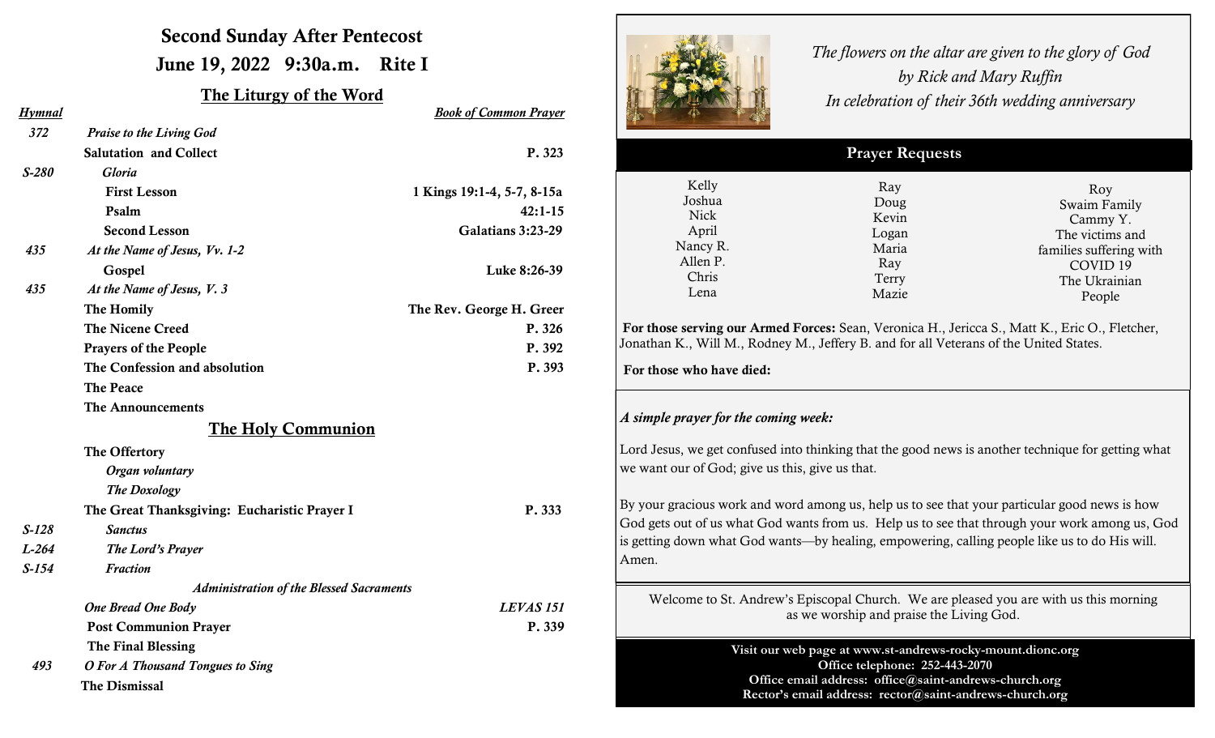# Second Sunday After Pentecost

## June 19, 2022 9:30a.m. Rite I

### The Liturgy of the Word

| *Hymnal* | | *Book of Common Prayer* |
|---|---|---|
| 372 | *Praise to the Living God* | |
| | **Salutation and Collect** | **P. 323** |
| S-280 | *Gloria* | |
| | **First Lesson** | **1 Kings 19:1-4, 5-7, 8-15a** |
| | **Psalm** | **42:1-15** |
| | **Second Lesson** | **Galatians 3:23-29** |
| 435 | *At the Name of Jesus, Vv. 1-2* | |
| | **Gospel** | **Luke 8:26-39** |
| 435 | *At the Name of Jesus, V. 3* | |
| | **The Homily** | **The Rev. George H. Greer** |
| | **The Nicene Creed** | **P. 326** |
| | **Prayers of the People** | **P. 392** |
| | **The Confession and absolution** | **P. 393** |
| | **The Peace** | |
| | **The Announcements** | |

### The Holy Communion

| | | |
|---|---|---|
| | **The Offertory** | |
| | *Organ voluntary* | |
| | *The Doxology* | |
| | **The Great Thanksgiving: Eucharistic Prayer I** | **P. 333** |
| S-128 | *Sanctus* | |
| L-264 | *The Lord's Prayer* | |
| S-154 | *Fraction* | |
| | *Administration of the Blessed Sacraments* | |
| | *One Bread One Body* | *LEVAS 151* |
| | **Post Communion Prayer** | **P. 339** |
| | **The Final Blessing** | |
| 493 | *O For A Thousand Tongues to Sing* | |
| | **The Dismissal** | |

*The flowers on the altar are given to the glory of God*
*by Rick and Mary Ruffin*
*In celebration of their 36th wedding anniversary*

## Prayer Requests

| | | |
|---|---|---|
| Kelly | Ray | Roy |
| Joshua | Doug | Swaim Family |
| Nick | Kevin | Cammy Y. |
| April | Logan | The victims and families suffering with COVID 19 |
| Nancy R. | Maria | The Ukrainian People |
| Allen P. | Ray | |
| Chris | Terry | |
| Lena | Mazie | |

**For those serving our Armed Forces:** Sean, Veronica H., Jericca S., Matt K., Eric O., Fletcher, Jonathan K., Will M., Rodney M., Jeffery B. and for all Veterans of the United States.

**For those who have died:**

***A simple prayer for the coming week:***

Lord Jesus, we get confused into thinking that the good news is another technique for getting what we want our of God; give us this, give us that.

By your gracious work and word among us, help us to see that your particular good news is how God gets out of us what God wants from us. Help us to see that through your work among us, God is getting down what God wants—by healing, empowering, calling people like us to do His will. Amen.

Welcome to St. Andrew's Episcopal Church. We are pleased you are with us this morning as we worship and praise the Living God.

**Visit our web page at www.st-andrews-rocky-mount.dionc.org**
**Office telephone: 252-443-2070**
**Office email address: office@saint-andrews-church.org**
**Rector's email address: rector@saint-andrews-church.org**